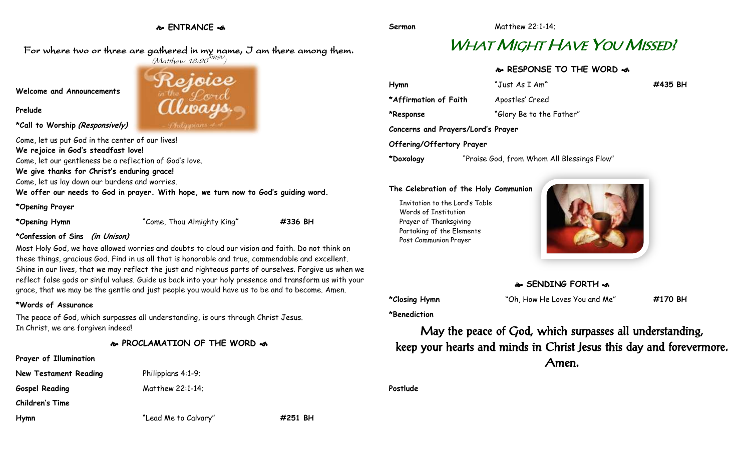## ENTRANCE

For where two or three are gathered in my name, I am there among them.
(Matthew 18:20 NRSV)

**Welcome and Announcements**

**Prelude**

***Call to Worship *(Responsively)***

Come, let us put God in the center of our lives!
**We rejoice in God's steadfast love!**
Come, let our gentleness be a reflection of God's love.
**We give thanks for Christ's enduring grace!**
Come, let us lay down our burdens and worries.
**We offer our needs to God in prayer. With hope, we turn now to God's guiding word.**

***Opening Prayer**

***Opening Hymn** "Come, Thou Almighty King" **#336 BH**

***Confession of Sins *(in Unison)***

Most Holy God, we have allowed worries and doubts to cloud our vision and faith. Do not think on these things, gracious God. Find in us all that is honorable and true, commendable and excellent. Shine in our lives, that we may reflect the just and righteous parts of ourselves. Forgive us when we reflect false gods or sinful values. Guide us back into your holy presence and transform us with your grace, that we may be the gentle and just people you would have us to be and to become. Amen.

***Words of Assurance**

The peace of God, which surpasses all understanding, is ours through Christ Jesus.
In Christ, we are forgiven indeed!

## PROCLAMATION OF THE WORD

**Prayer of Illumination**

**New Testament Reading** Philippians 4:1-9;

**Gospel Reading** Matthew 22:1-14;

**Children's Time**

**Hymn** "Lead Me to Calvary" **#251 BH**

**Sermon** Matthew 22:1-14;

# WHAT MIGHT HAVE YOU MISSED?

## RESPONSE TO THE WORD

**Hymn** "Just As I Am" **#435 BH**

***Affirmation of Faith** Apostles' Creed

***Response** "Glory Be to the Father"

**Concerns and Prayers/Lord's Prayer**

**Offering/Offertory Prayer**

***Doxology** "Praise God, from Whom All Blessings Flow"

**The Celebration of the Holy Communion**

Invitation to the Lord's Table
Words of Institution
Prayer of Thanksgiving
Partaking of the Elements
Post Communion Prayer

## SENDING FORTH

***Closing Hymn** "Oh, How He Loves You and Me" **#170 BH**

***Benediction**

May the peace of God, which surpasses all understanding, keep your hearts and minds in Christ Jesus this day and forevermore. Amen.

**Postlude**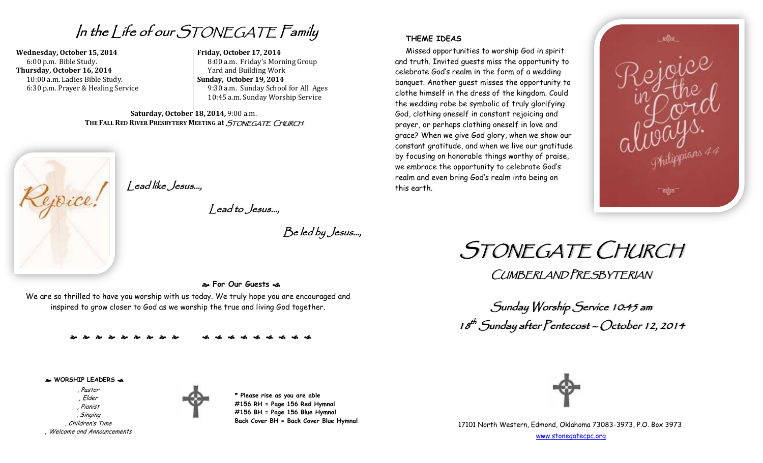# In the Life of our STONEGATE Family

**Wednesday, October 15, 2014**
6:00 p.m. Bible Study.

**Thursday, October 16, 2014**
10:00 a.m. Ladies Bible Study.
6:30 p.m. Prayer & Healing Service

**Friday, October 17, 2014**
8:00 a.m. Friday's Morning Group
Yard and Building Work

**Sunday, October 19, 2014**
9:30 a.m. Sunday School for All Ages
10:45 a.m. Sunday Worship Service

**Saturday, October 18, 2014,** 9:00 a.m.
**THE FALL RED RIVER PRESBYTERY MEETING at** *STONEGATE CHURCH*

*Lead like Jesus...,*

*Lead to Jesus...,*

*Be led by Jesus...,*

### For Our Guests

We are so thrilled to have you worship with us today. We truly hope you are encouraged and inspired to grow closer to God as we worship the true and living God together.

**WORSHIP LEADERS**

*, Pastor*
*, Elder*
*, Pianist*
*, Singing*
*, Children's Time*
*, Welcome and Announcements*

**\* Please rise as you are able**
**#156 RH = Page 156 Red Hymnal**
**#156 BH = Page 156 Blue Hymnal**
**Back Cover BH = Back Cover Blue Hymnal**

### THEME IDEAS

Missed opportunities to worship God in spirit and truth. Invited guests miss the opportunity to celebrate God's realm in the form of a wedding banquet. Another guest misses the opportunity to clothe himself in the dress of the kingdom. Could the wedding robe be symbolic of truly glorifying God, clothing oneself in constant rejoicing and prayer, or perhaps clothing oneself in love and grace? When we give God glory, when we show our constant gratitude, and when we live our gratitude by focusing on honorable things worthy of praise, we embrace the opportunity to celebrate God's realm and even bring God's realm into being on this earth.

# STONEGATE CHURCH

## CUMBERLAND PRESBYTERIAN

*Sunday Worship Service 10:45 am*

*18th Sunday after Pentecost – October 12, 2014*

17101 North Western, Edmond, Oklahoma 73083-3973, P.O. Box 3973
www.stonegatecpc.org